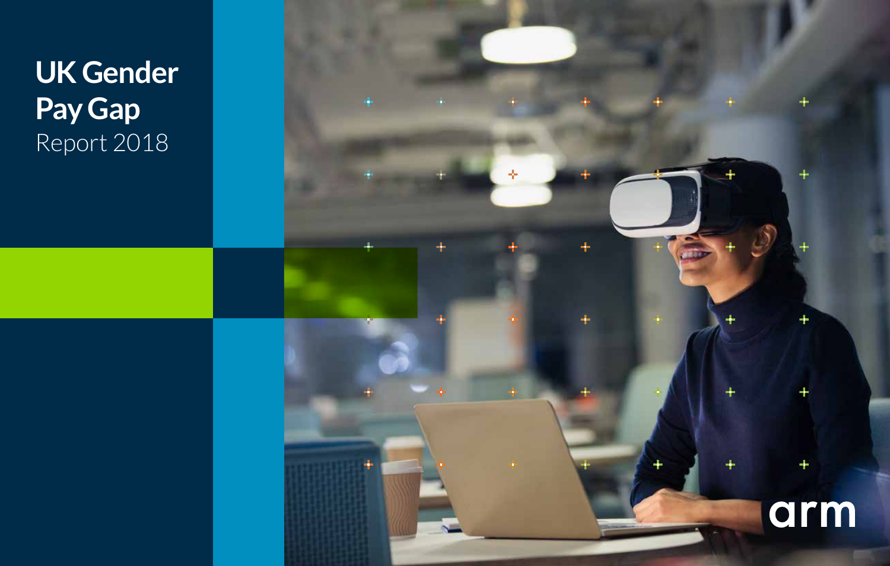# UK Gender Pay Gap

Report 2018

arm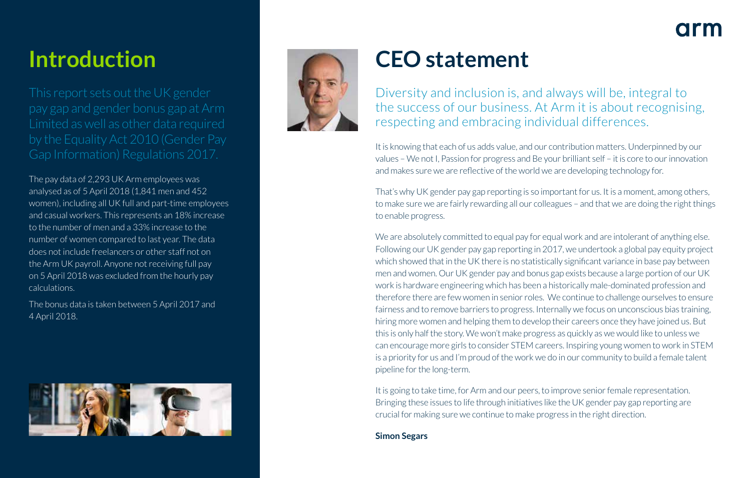# Introduction

This report sets out the UK gender pay gap and gender bonus gap at Arm Limited as well as other data required by the Equality Act 2010 (Gender Pay Gap Information) Regulations 2017.

The pay data of 2,293 UK Arm employees was analysed as of 5 April 2018 (1,841 men and 452 women), including all UK full and part-time employees and casual workers. This represents an 18% increase to the number of men and a 33% increase to the number of women compared to last year. The data does not include freelancers or other staff not on the Arm UK payroll. Anyone not receiving full pay on 5 April 2018 was excluded from the hourly pay calculations.

The bonus data is taken between 5 April 2017 and 4 April 2018.

# CEO statement

Diversity and inclusion is, and always will be, integral to the success of our business. At Arm it is about recognising, respecting and embracing individual differences.

It is knowing that each of us adds value, and our contribution matters. Underpinned by our values – We not I, Passion for progress and Be your brilliant self – it is core to our innovation and makes sure we are reflective of the world we are developing technology for.

That's why UK gender pay gap reporting is so important for us. It is a moment, among others, to make sure we are fairly rewarding all our colleagues – and that we are doing the right things to enable progress.

We are absolutely committed to equal pay for equal work and are intolerant of anything else. Following our UK gender pay gap reporting in 2017, we undertook a global pay equity project which showed that in the UK there is no statistically significant variance in base pay between men and women. Our UK gender pay and bonus gap exists because a large portion of our UK work is hardware engineering which has been a historically male-dominated profession and therefore there are few women in senior roles. We continue to challenge ourselves to ensure fairness and to remove barriers to progress. Internally we focus on unconscious bias training, hiring more women and helping them to develop their careers once they have joined us. But this is only half the story. We won't make progress as quickly as we would like to unless we can encourage more girls to consider STEM careers. Inspiring young women to work in STEM is a priority for us and I'm proud of the work we do in our community to build a female talent pipeline for the long-term.

It is going to take time, for Arm and our peers, to improve senior female representation. Bringing these issues to life through initiatives like the UK gender pay gap reporting are crucial for making sure we continue to make progress in the right direction.

**Simon Segars**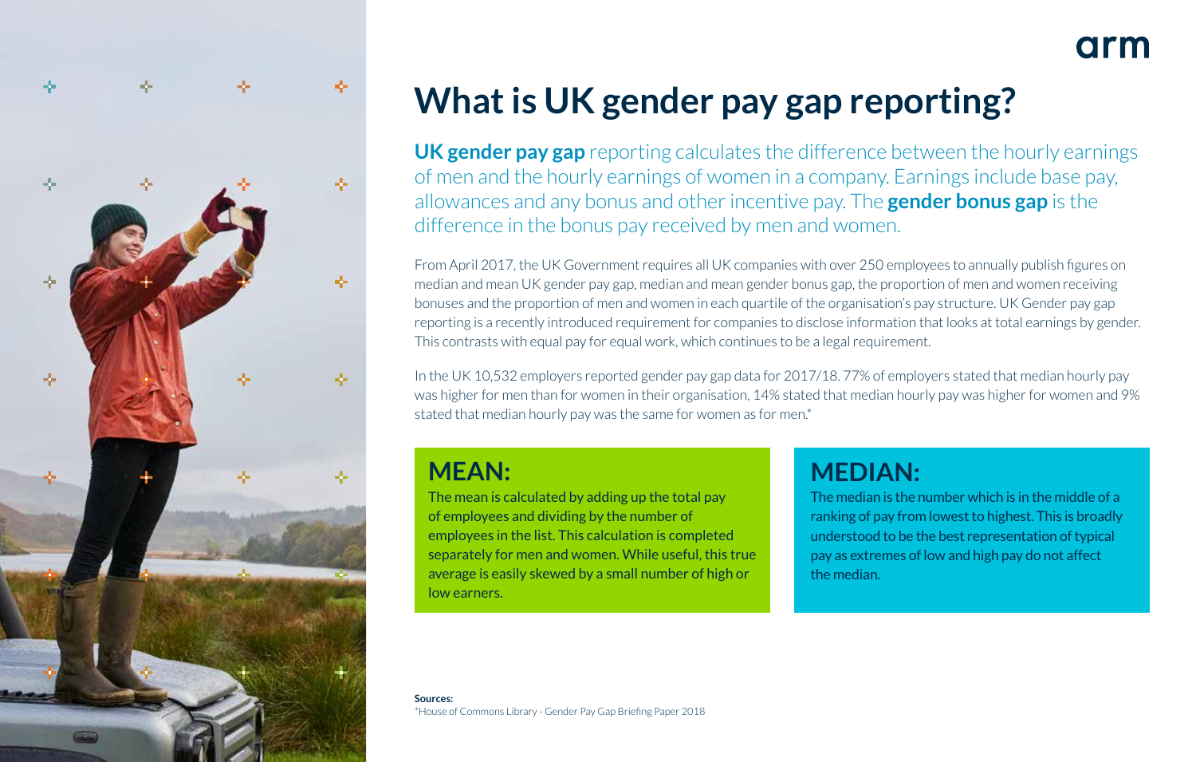# What is UK gender pay gap reporting?

**UK gender pay gap** reporting calculates the difference between the hourly earnings of men and the hourly earnings of women in a company. Earnings include base pay, allowances and any bonus and other incentive pay. The **gender bonus gap** is the difference in the bonus pay received by men and women.

From April 2017, the UK Government requires all UK companies with over 250 employees to annually publish figures on median and mean UK gender pay gap, median and mean gender bonus gap, the proportion of men and women receiving bonuses and the proportion of men and women in each quartile of the organisation's pay structure. UK Gender pay gap reporting is a recently introduced requirement for companies to disclose information that looks at total earnings by gender. This contrasts with equal pay for equal work, which continues to be a legal requirement.

In the UK 10,532 employers reported gender pay gap data for 2017/18. 77% of employers stated that median hourly pay was higher for men than for women in their organisation, 14% stated that median hourly pay was higher for women and 9% stated that median hourly pay was the same for women as for men.*

## MEAN:

The mean is calculated by adding up the total pay of employees and dividing by the number of employees in the list. This calculation is completed separately for men and women. While useful, this true average is easily skewed by a small number of high or low earners.

## MEDIAN:

The median is the number which is in the middle of a ranking of pay from lowest to highest. This is broadly understood to be the best representation of typical pay as extremes of low and high pay do not affect the median.

**Sources:**
*House of Commons Library - Gender Pay Gap Briefing Paper 2018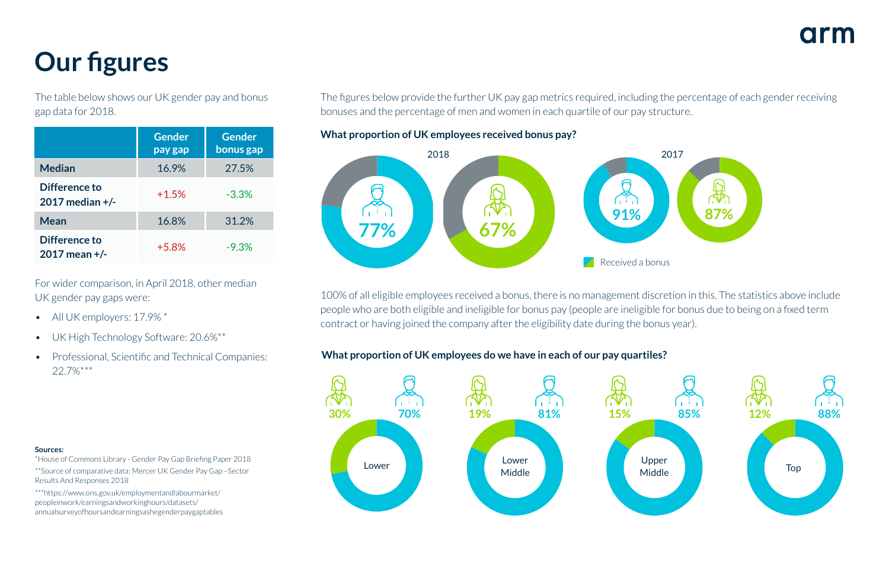# Our figures

The table below shows our UK gender pay and bonus gap data for 2018.

| | Gender pay gap | Gender bonus gap |
|---|---|---|
| **Median** | 16.9% | 27.5% |
| **Difference to 2017 median +/-** | +1.5% | -3.3% |
| **Mean** | 16.8% | 31.2% |
| **Difference to 2017 mean +/-** | +5.8% | -9.3% |

For wider comparison, in April 2018, other median UK gender pay gaps were:

- All UK employers: 17.9% *
- UK High Technology Software: 20.6%**
- Professional, Scientific and Technical Companies: 22.7%***

The figures below provide the further UK pay gap metrics required, including the percentage of each gender receiving bonuses and the percentage of men and women in each quartile of our pay structure.

### What proportion of UK employees received bonus pay?

2018

77%

67%

2017

91%

87%

Received a bonus

100% of all eligible employees received a bonus, there is no management discretion in this. The statistics above include people who are both eligible and ineligible for bonus pay (people are ineligible for bonus due to being on a fixed term contract or having joined the company after the eligibility date during the bonus year).

### What proportion of UK employees do we have in each of our pay quartiles?

| Quartile | Women | Men |
|---|---|---|
| Lower | 30% | 70% |
| Lower Middle | 19% | 81% |
| Upper Middle | 15% | 85% |
| Top | 12% | 88% |

**Sources:**

*House of Commons Library - Gender Pay Gap Briefing Paper 2018

**Source of comparative data: Mercer UK Gender Pay Gap –Sector Results And Responses 2018

***https://www.ons.gov.uk/employmentandlabourmarket/peopleinwork/earningsandworkinghours/datasets/annualsurveyofhoursandearningsashegenderpaygaptables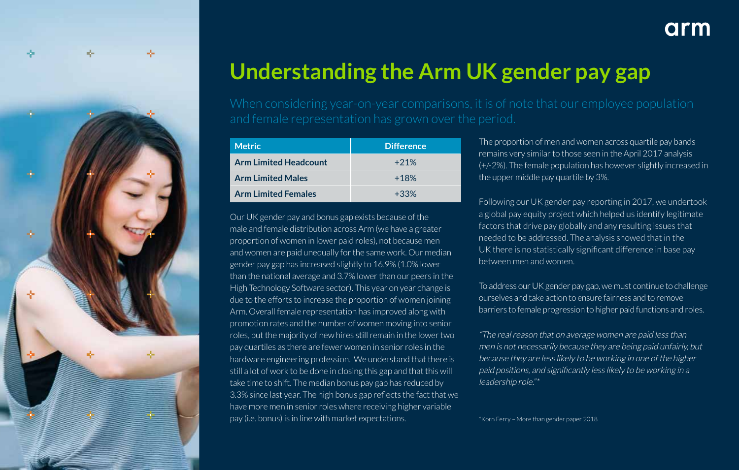# Understanding the Arm UK gender pay gap

When considering year-on-year comparisons, it is of note that our employee population and female representation has grown over the period.

| Metric | Difference |
|---|---|
| **Arm Limited Headcount** | +21% |
| **Arm Limited Males** | +18% |
| **Arm Limited Females** | +33% |

Our UK gender pay and bonus gap exists because of the male and female distribution across Arm (we have a greater proportion of women in lower paid roles), not because men and women are paid unequally for the same work. Our median gender pay gap has increased slightly to 16.9% (1.0% lower than the national average and 3.7% lower than our peers in the High Technology Software sector). This year on year change is due to the efforts to increase the proportion of women joining Arm. Overall female representation has improved along with promotion rates and the number of women moving into senior roles, but the majority of new hires still remain in the lower two pay quartiles as there are fewer women in senior roles in the hardware engineering profession. We understand that there is still a lot of work to be done in closing this gap and that this will take time to shift. The median bonus pay gap has reduced by 3.3% since last year. The high bonus gap reflects the fact that we have more men in senior roles where receiving higher variable pay (i.e. bonus) is in line with market expectations.

The proportion of men and women across quartile pay bands remains very similar to those seen in the April 2017 analysis (+/-2%). The female population has however slightly increased in the upper middle pay quartile by 3%.

Following our UK gender pay reporting in 2017, we undertook a global pay equity project which helped us identify legitimate factors that drive pay globally and any resulting issues that needed to be addressed. The analysis showed that in the UK there is no statistically significant difference in base pay between men and women.

To address our UK gender pay gap, we must continue to challenge ourselves and take action to ensure fairness and to remove barriers to female progression to higher paid functions and roles.

*"The real reason that on average women are paid less than men is not necessarily because they are being paid unfairly, but because they are less likely to be working in one of the higher paid positions, and significantly less likely to be working in a leadership role."\**

\*Korn Ferry – More than gender paper 2018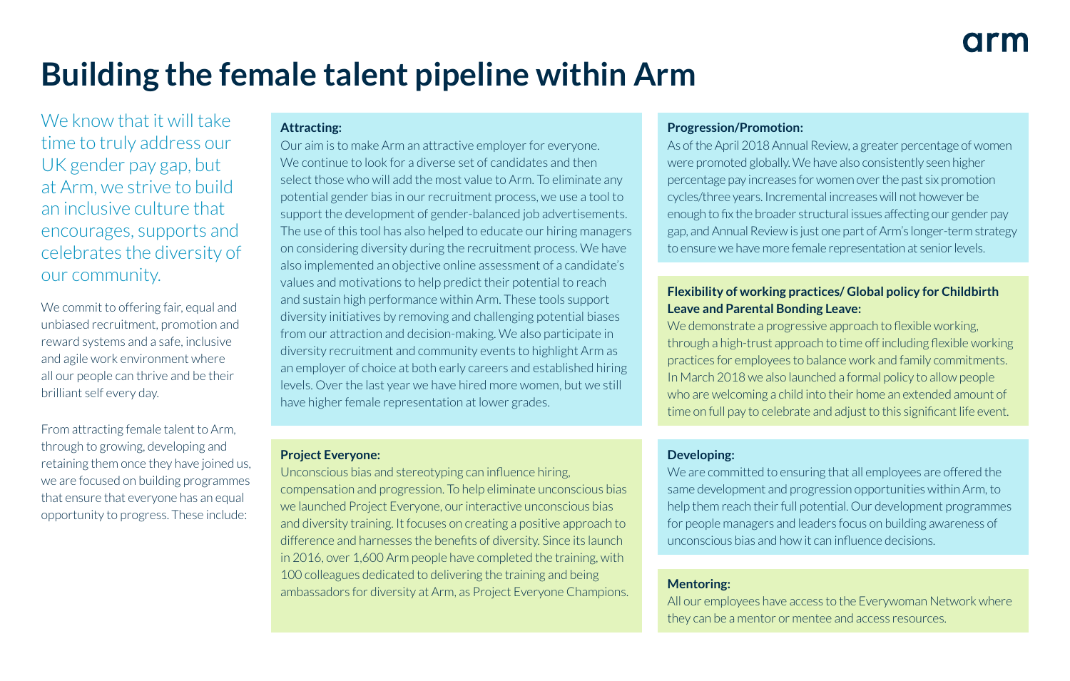# Building the female talent pipeline within Arm

We know that it will take time to truly address our UK gender pay gap, but at Arm, we strive to build an inclusive culture that encourages, supports and celebrates the diversity of our community.

We commit to offering fair, equal and unbiased recruitment, promotion and reward systems and a safe, inclusive and agile work environment where all our people can thrive and be their brilliant self every day.

From attracting female talent to Arm, through to growing, developing and retaining them once they have joined us, we are focused on building programmes that ensure that everyone has an equal opportunity to progress. These include:

**Attracting:**

Our aim is to make Arm an attractive employer for everyone. We continue to look for a diverse set of candidates and then select those who will add the most value to Arm. To eliminate any potential gender bias in our recruitment process, we use a tool to support the development of gender-balanced job advertisements. The use of this tool has also helped to educate our hiring managers on considering diversity during the recruitment process. We have also implemented an objective online assessment of a candidate's values and motivations to help predict their potential to reach and sustain high performance within Arm. These tools support diversity initiatives by removing and challenging potential biases from our attraction and decision-making. We also participate in diversity recruitment and community events to highlight Arm as an employer of choice at both early careers and established hiring levels. Over the last year we have hired more women, but we still have higher female representation at lower grades.

**Project Everyone:**

Unconscious bias and stereotyping can influence hiring, compensation and progression. To help eliminate unconscious bias we launched Project Everyone, our interactive unconscious bias and diversity training. It focuses on creating a positive approach to difference and harnesses the benefits of diversity. Since its launch in 2016, over 1,600 Arm people have completed the training, with 100 colleagues dedicated to delivering the training and being ambassadors for diversity at Arm, as Project Everyone Champions.

**Progression/Promotion:**

As of the April 2018 Annual Review, a greater percentage of women were promoted globally. We have also consistently seen higher percentage pay increases for women over the past six promotion cycles/three years. Incremental increases will not however be enough to fix the broader structural issues affecting our gender pay gap, and Annual Review is just one part of Arm's longer-term strategy to ensure we have more female representation at senior levels.

**Flexibility of working practices/ Global policy for Childbirth Leave and Parental Bonding Leave:**

We demonstrate a progressive approach to flexible working, through a high-trust approach to time off including flexible working practices for employees to balance work and family commitments. In March 2018 we also launched a formal policy to allow people who are welcoming a child into their home an extended amount of time on full pay to celebrate and adjust to this significant life event.

**Developing:**

We are committed to ensuring that all employees are offered the same development and progression opportunities within Arm, to help them reach their full potential. Our development programmes for people managers and leaders focus on building awareness of unconscious bias and how it can influence decisions.

**Mentoring:**

All our employees have access to the Everywoman Network where they can be a mentor or mentee and access resources.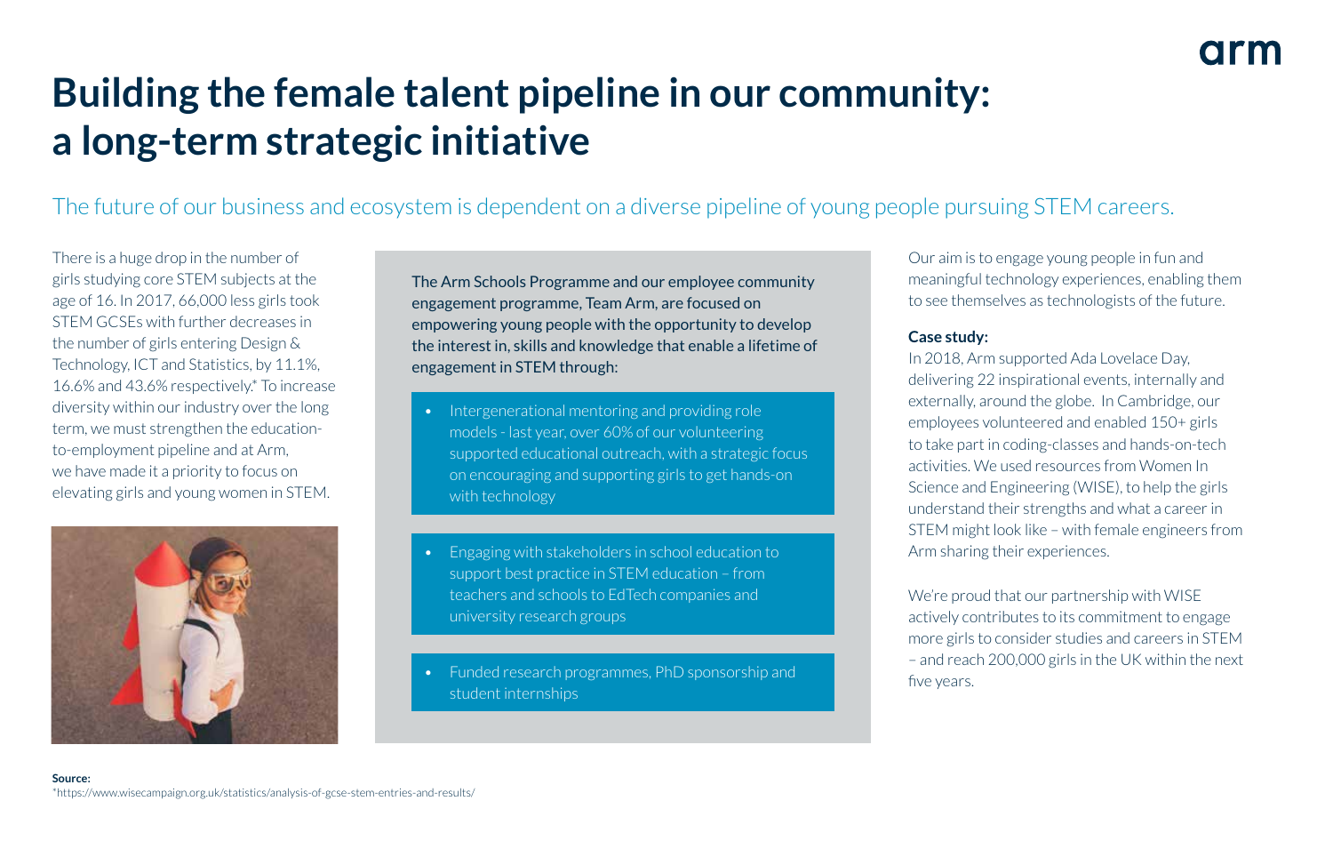# Building the female talent pipeline in our community: a long-term strategic initiative

## The future of our business and ecosystem is dependent on a diverse pipeline of young people pursuing STEM careers.

There is a huge drop in the number of girls studying core STEM subjects at the age of 16. In 2017, 66,000 less girls took STEM GCSEs with further decreases in the number of girls entering Design & Technology, ICT and Statistics, by 11.1%, 16.6% and 43.6% respectively.* To increase diversity within our industry over the long term, we must strengthen the education-to-employment pipeline and at Arm, we have made it a priority to focus on elevating girls and young women in STEM.

The Arm Schools Programme and our employee community engagement programme, Team Arm, are focused on empowering young people with the opportunity to develop the interest in, skills and knowledge that enable a lifetime of engagement in STEM through:

- Intergenerational mentoring and providing role models - last year, over 60% of our volunteering supported educational outreach, with a strategic focus on encouraging and supporting girls to get hands-on with technology
- Engaging with stakeholders in school education to support best practice in STEM education – from teachers and schools to EdTech companies and university research groups
- Funded research programmes, PhD sponsorship and student internships

Our aim is to engage young people in fun and meaningful technology experiences, enabling them to see themselves as technologists of the future.

**Case study:**
In 2018, Arm supported Ada Lovelace Day, delivering 22 inspirational events, internally and externally, around the globe. In Cambridge, our employees volunteered and enabled 150+ girls to take part in coding-classes and hands-on-tech activities. We used resources from Women In Science and Engineering (WISE), to help the girls understand their strengths and what a career in STEM might look like – with female engineers from Arm sharing their experiences.

We're proud that our partnership with WISE actively contributes to its commitment to engage more girls to consider studies and careers in STEM – and reach 200,000 girls in the UK within the next five years.

**Source:**
*https://www.wisecampaign.org.uk/statistics/analysis-of-gcse-stem-entries-and-results/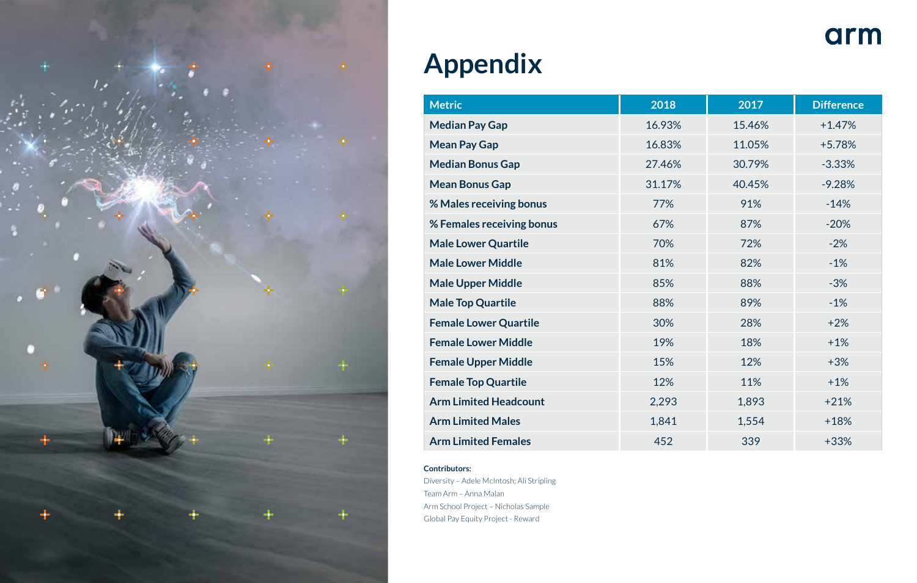# Appendix

| Metric | 2018 | 2017 | Difference |
|---|---|---|---|
| Median Pay Gap | 16.93% | 15.46% | +1.47% |
| Mean Pay Gap | 16.83% | 11.05% | +5.78% |
| Median Bonus Gap | 27.46% | 30.79% | -3.33% |
| Mean Bonus Gap | 31.17% | 40.45% | -9.28% |
| % Males receiving bonus | 77% | 91% | -14% |
| % Females receiving bonus | 67% | 87% | -20% |
| Male Lower Quartile | 70% | 72% | -2% |
| Male Lower Middle | 81% | 82% | -1% |
| Male Upper Middle | 85% | 88% | -3% |
| Male Top Quartile | 88% | 89% | -1% |
| Female Lower Quartile | 30% | 28% | +2% |
| Female Lower Middle | 19% | 18% | +1% |
| Female Upper Middle | 15% | 12% | +3% |
| Female Top Quartile | 12% | 11% | +1% |
| Arm Limited Headcount | 2,293 | 1,893 | +21% |
| Arm Limited Males | 1,841 | 1,554 | +18% |
| Arm Limited Females | 452 | 339 | +33% |

**Contributors:**

Diversity – Adele McIntosh; Ali Stripling

Team Arm – Anna Malan

Arm School Project – Nicholas Sample

Global Pay Equity Project - Reward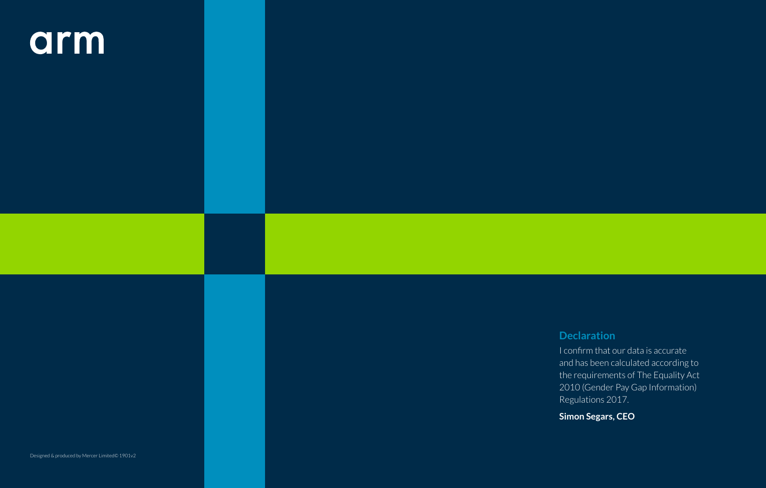arm

## Declaration

I confirm that our data is accurate and has been calculated according to the requirements of The Equality Act 2010 (Gender Pay Gap Information) Regulations 2017.

**Simon Segars, CEO**

Designed & produced by Mercer Limited© 1901v2